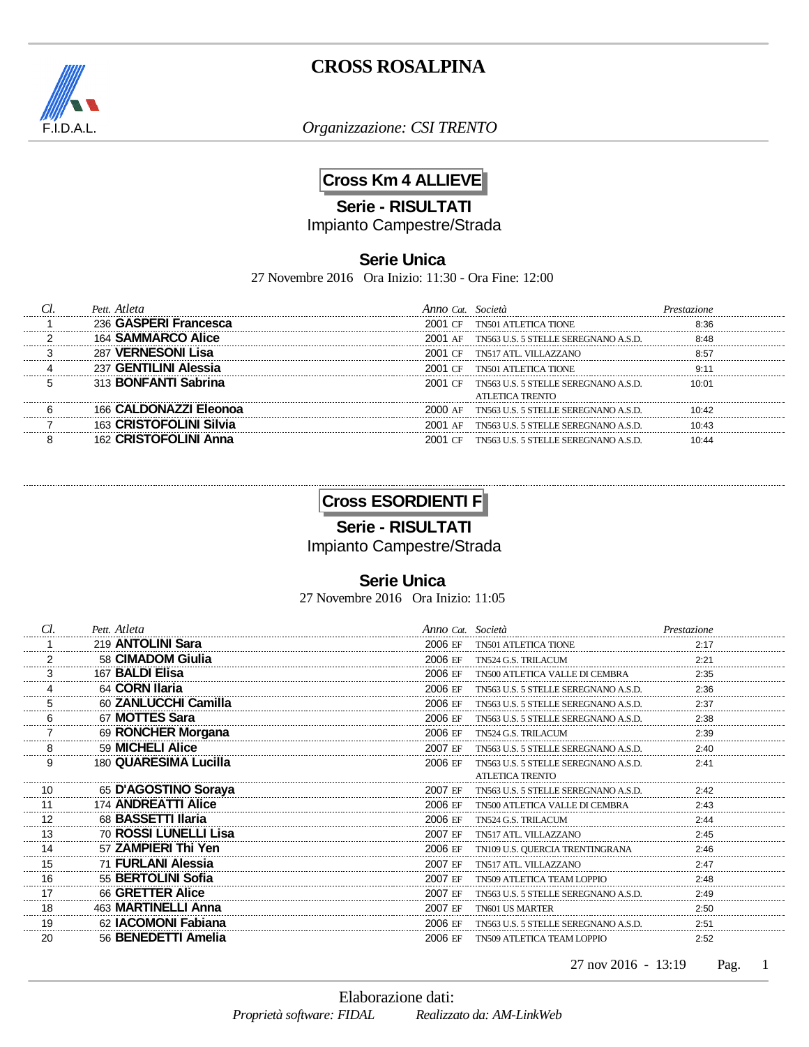# CROSS ROSALPINA

F.I.D.A.L.

*Organizzazione: CSI TRENTO*

## Cross Km 4 ALLIEVE

**Serie - RISULTATI**

Impianto Campestre/Strada

**Serie Unica**

27 Novembre 2016 Ora Inizio: 11:30 - Ora Fine: 12:00

| *Cl.* | *Pett.* | *Atleta* | *Anno* | *Cat.* | *Società* | *Prestazione* |
|---|---|---|---|---|---|---|
| 1 | 236 | **GASPERI Francesca** | 2001 | CF | TN501 ATLETICA TIONE | 8:36 |
| 2 | 164 | **SAMMARCO Alice** | 2001 | AF | TN563 U.S. 5 STELLE SEREGNANO A.S.D. | 8:48 |
| 3 | 287 | **VERNESONI Lisa** | 2001 | CF | TN517 ATL. VILLAZZANO | 8:57 |
| 4 | 237 | **GENTILINI Alessia** | 2001 | CF | TN501 ATLETICA TIONE | 9:11 |
| 5 | 313 | **BONFANTI Sabrina** | 2001 | CF | TN563 U.S. 5 STELLE SEREGNANO A.S.D. ATLETICA TRENTO | 10:01 |
| 6 | 166 | **CALDONAZZI Eleonoa** | 2000 | AF | TN563 U.S. 5 STELLE SEREGNANO A.S.D. | 10:42 |
| 7 | 163 | **CRISTOFOLINI Silvia** | 2001 | AF | TN563 U.S. 5 STELLE SEREGNANO A.S.D. | 10:43 |
| 8 | 162 | **CRISTOFOLINI Anna** | 2001 | CF | TN563 U.S. 5 STELLE SEREGNANO A.S.D. | 10:44 |

## Cross ESORDIENTI F

**Serie - RISULTATI**

Impianto Campestre/Strada

**Serie Unica**

27 Novembre 2016 Ora Inizio: 11:05

| *Cl.* | *Pett.* | *Atleta* | *Anno* | *Cat.* | *Società* | *Prestazione* |
|---|---|---|---|---|---|---|
| 1 | 219 | **ANTOLINI Sara** | 2006 | EF | TN501 ATLETICA TIONE | 2:17 |
| 2 | 58 | **CIMADOM Giulia** | 2006 | EF | TN524 G.S. TRILACUM | 2:21 |
| 3 | 167 | **BALDI Elisa** | 2006 | EF | TN500 ATLETICA VALLE DI CEMBRA | 2:35 |
| 4 | 64 | **CORN Ilaria** | 2006 | EF | TN563 U.S. 5 STELLE SEREGNANO A.S.D. | 2:36 |
| 5 | 60 | **ZANLUCCHI Camilla** | 2006 | EF | TN563 U.S. 5 STELLE SEREGNANO A.S.D. | 2:37 |
| 6 | 67 | **MOTTES Sara** | 2006 | EF | TN563 U.S. 5 STELLE SEREGNANO A.S.D. | 2:38 |
| 7 | 69 | **RONCHER Morgana** | 2006 | EF | TN524 G.S. TRILACUM | 2:39 |
| 8 | 59 | **MICHELI Alice** | 2007 | EF | TN563 U.S. 5 STELLE SEREGNANO A.S.D. | 2:40 |
| 9 | 180 | **QUARESIMA Lucilla** | 2006 | EF | TN563 U.S. 5 STELLE SEREGNANO A.S.D. ATLETICA TRENTO | 2:41 |
| 10 | 65 | **D'AGOSTINO Soraya** | 2007 | EF | TN563 U.S. 5 STELLE SEREGNANO A.S.D. | 2:42 |
| 11 | 174 | **ANDREATTI Alice** | 2006 | EF | TN500 ATLETICA VALLE DI CEMBRA | 2:43 |
| 12 | 68 | **BASSETTI Ilaria** | 2006 | EF | TN524 G.S. TRILACUM | 2:44 |
| 13 | 70 | **ROSSI LUNELLI Lisa** | 2007 | EF | TN517 ATL. VILLAZZANO | 2:45 |
| 14 | 57 | **ZAMPIERI Thi Yen** | 2006 | EF | TN109 U.S. QUERCIA TRENTINGRANA | 2:46 |
| 15 | 71 | **FURLANI Alessia** | 2007 | EF | TN517 ATL. VILLAZZANO | 2:47 |
| 16 | 55 | **BERTOLINI Sofia** | 2007 | EF | TN509 ATLETICA TEAM LOPPIO | 2:48 |
| 17 | 66 | **GRETTER Alice** | 2007 | EF | TN563 U.S. 5 STELLE SEREGNANO A.S.D. | 2:49 |
| 18 | 463 | **MARTINELLI Anna** | 2007 | EF | TN601 US MARTER | 2:50 |
| 19 | 62 | **IACOMONI Fabiana** | 2006 | EF | TN563 U.S. 5 STELLE SEREGNANO A.S.D. | 2:51 |
| 20 | 56 | **BENEDETTI Amelia** | 2006 | EF | TN509 ATLETICA TEAM LOPPIO | 2:52 |

27 nov 2016 - 13:19

Elaborazione dati:

*Proprietà software: FIDAL* *Realizzato da: AM-LinkWeb*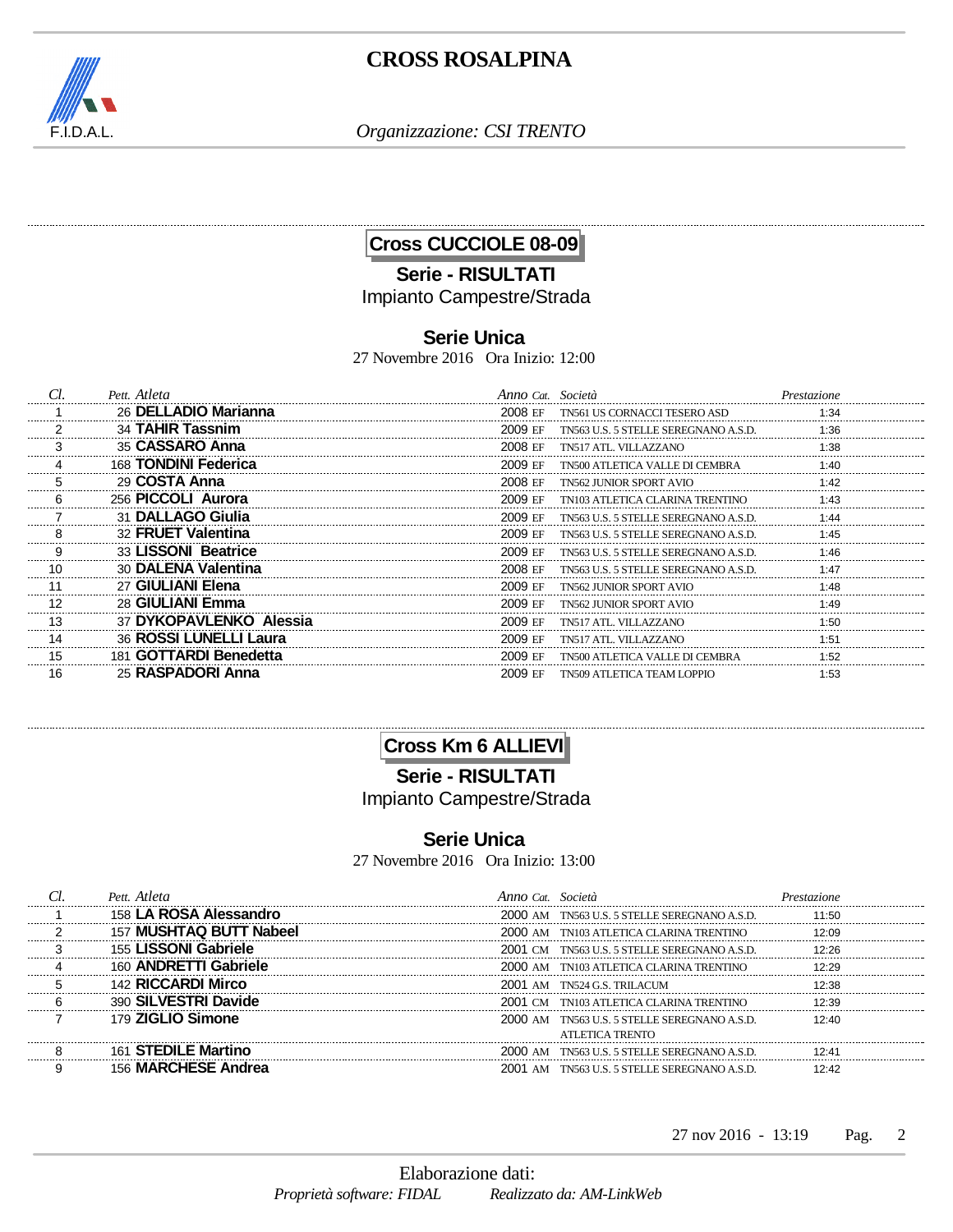# CROSS ROSALPINA

*Organizzazione: CSI TRENTO*

## Cross CUCCIOLE 08-09

### Serie - RISULTATI

Impianto Campestre/Strada

### Serie Unica

27 Novembre 2016 Ora Inizio: 12:00

| Cl. | Pett. | Atleta | Anno | Cat. | Società | Prestazione |
|---|---|---|---|---|---|---|
| 1 | 26 | **DELLADIO Marianna** | 2008 | EF | TN561 US CORNACCI TESERO ASD | 1:34 |
| 2 | 34 | **TAHIR Tassnim** | 2009 | EF | TN563 U.S. 5 STELLE SEREGNANO A.S.D. | 1:36 |
| 3 | 35 | **CASSARO Anna** | 2008 | EF | TN517 ATL. VILLAZZANO | 1:38 |
| 4 | 168 | **TONDINI Federica** | 2009 | EF | TN500 ATLETICA VALLE DI CEMBRA | 1:40 |
| 5 | 29 | **COSTA Anna** | 2008 | EF | TN562 JUNIOR SPORT AVIO | 1:42 |
| 6 | 256 | **PICCOLI Aurora** | 2009 | EF | TN103 ATLETICA CLARINA TRENTINO | 1:43 |
| 7 | 31 | **DALLAGO Giulia** | 2009 | EF | TN563 U.S. 5 STELLE SEREGNANO A.S.D. | 1:44 |
| 8 | 32 | **FRUET Valentina** | 2009 | EF | TN563 U.S. 5 STELLE SEREGNANO A.S.D. | 1:45 |
| 9 | 33 | **LISSONI Beatrice** | 2009 | EF | TN563 U.S. 5 STELLE SEREGNANO A.S.D. | 1:46 |
| 10 | 30 | **DALENA Valentina** | 2008 | EF | TN563 U.S. 5 STELLE SEREGNANO A.S.D. | 1:47 |
| 11 | 27 | **GIULIANI Elena** | 2009 | EF | TN562 JUNIOR SPORT AVIO | 1:48 |
| 12 | 28 | **GIULIANI Emma** | 2009 | EF | TN562 JUNIOR SPORT AVIO | 1:49 |
| 13 | 37 | **DYKOPAVLENKO Alessia** | 2009 | EF | TN517 ATL. VILLAZZANO | 1:50 |
| 14 | 36 | **ROSSI LUNELLI Laura** | 2009 | EF | TN517 ATL. VILLAZZANO | 1:51 |
| 15 | 181 | **GOTTARDI Benedetta** | 2009 | EF | TN500 ATLETICA VALLE DI CEMBRA | 1:52 |
| 16 | 25 | **RASPADORI Anna** | 2009 | EF | TN509 ATLETICA TEAM LOPPIO | 1:53 |

## Cross Km 6 ALLIEVI

### Serie - RISULTATI

Impianto Campestre/Strada

### Serie Unica

27 Novembre 2016 Ora Inizio: 13:00

| Cl. | Pett. | Atleta | Anno | Cat. | Società | Prestazione |
|---|---|---|---|---|---|---|
| 1 | 158 | **LA ROSA Alessandro** | 2000 | AM | TN563 U.S. 5 STELLE SEREGNANO A.S.D. | 11:50 |
| 2 | 157 | **MUSHTAQ BUTT Nabeel** | 2000 | AM | TN103 ATLETICA CLARINA TRENTINO | 12:09 |
| 3 | 155 | **LISSONI Gabriele** | 2001 | CM | TN563 U.S. 5 STELLE SEREGNANO A.S.D. | 12:26 |
| 4 | 160 | **ANDRETTI Gabriele** | 2000 | AM | TN103 ATLETICA CLARINA TRENTINO | 12:29 |
| 5 | 142 | **RICCARDI Mirco** | 2001 | AM | TN524 G.S. TRILACUM | 12:38 |
| 6 | 390 | **SILVESTRI Davide** | 2001 | CM | TN103 ATLETICA CLARINA TRENTINO | 12:39 |
| 7 | 179 | **ZIGLIO Simone** | 2000 | AM | TN563 U.S. 5 STELLE SEREGNANO A.S.D. ATLETICA TRENTO | 12:40 |
| 8 | 161 | **STEDILE Martino** | 2000 | AM | TN563 U.S. 5 STELLE SEREGNANO A.S.D. | 12:41 |
| 9 | 156 | **MARCHESE Andrea** | 2001 | AM | TN563 U.S. 5 STELLE SEREGNANO A.S.D. | 12:42 |

27 nov 2016 - 13:19

Elaborazione dati:
*Proprietà software: FIDAL* *Realizzato da: AM-LinkWeb*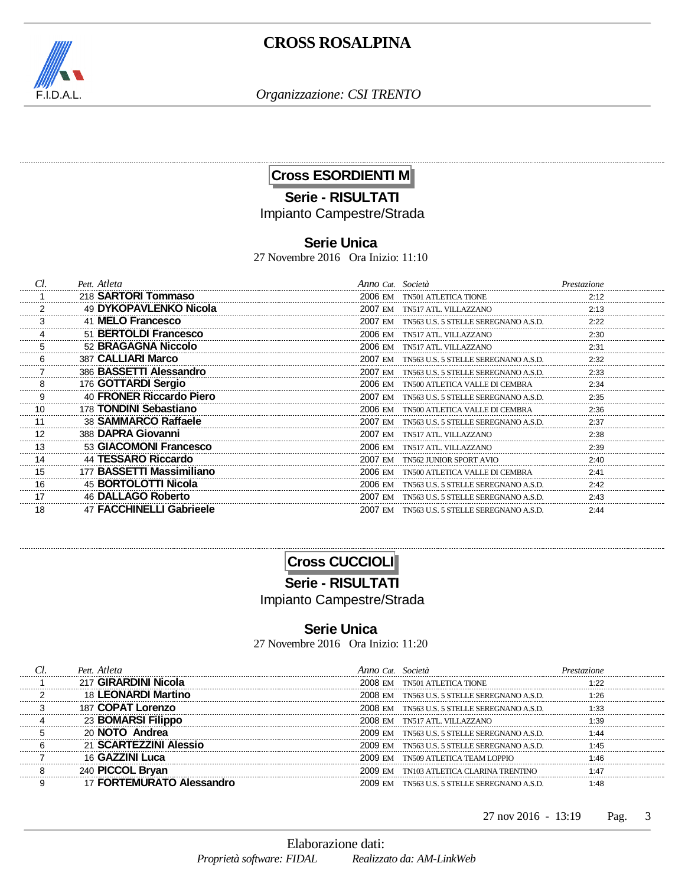# CROSS ROSALPINA

*Organizzazione: CSI TRENTO*

## Cross ESORDIENTI M

**Serie - RISULTATI**

Impianto Campestre/Strada

### Serie Unica

27 Novembre 2016 Ora Inizio: 11:10

| Cl. | Pett. | Atleta | Anno | Cat. | Società | Prestazione |
|---|---|---|---|---|---|---|
| 1 | 218 | **SARTORI Tommaso** | 2006 | EM | TN501 ATLETICA TIONE | 2:12 |
| 2 | 49 | **DYKOPAVLENKO Nicola** | 2007 | EM | TN517 ATL. VILLAZZANO | 2:13 |
| 3 | 41 | **MELO Francesco** | 2007 | EM | TN563 U.S. 5 STELLE SEREGNANO A.S.D. | 2:22 |
| 4 | 51 | **BERTOLDI Francesco** | 2006 | EM | TN517 ATL. VILLAZZANO | 2:30 |
| 5 | 52 | **BRAGAGNA Niccolo** | 2006 | EM | TN517 ATL. VILLAZZANO | 2:31 |
| 6 | 387 | **CALLIARI Marco** | 2007 | EM | TN563 U.S. 5 STELLE SEREGNANO A.S.D. | 2:32 |
| 7 | 386 | **BASSETTI Alessandro** | 2007 | EM | TN563 U.S. 5 STELLE SEREGNANO A.S.D. | 2:33 |
| 8 | 176 | **GOTTARDI Sergio** | 2006 | EM | TN500 ATLETICA VALLE DI CEMBRA | 2:34 |
| 9 | 40 | **FRONER Riccardo Piero** | 2007 | EM | TN563 U.S. 5 STELLE SEREGNANO A.S.D. | 2:35 |
| 10 | 178 | **TONDINI Sebastiano** | 2006 | EM | TN500 ATLETICA VALLE DI CEMBRA | 2:36 |
| 11 | 38 | **SAMMARCO Raffaele** | 2007 | EM | TN563 U.S. 5 STELLE SEREGNANO A.S.D. | 2:37 |
| 12 | 388 | **DAPRA Giovanni** | 2007 | EM | TN517 ATL. VILLAZZANO | 2:38 |
| 13 | 53 | **GIACOMONI Francesco** | 2006 | EM | TN517 ATL. VILLAZZANO | 2:39 |
| 14 | 44 | **TESSARO Riccardo** | 2007 | EM | TN562 JUNIOR SPORT AVIO | 2:40 |
| 15 | 177 | **BASSETTI Massimiliano** | 2006 | EM | TN500 ATLETICA VALLE DI CEMBRA | 2:41 |
| 16 | 45 | **BORTOLOTTI Nicola** | 2006 | EM | TN563 U.S. 5 STELLE SEREGNANO A.S.D. | 2:42 |
| 17 | 46 | **DALLAGO Roberto** | 2007 | EM | TN563 U.S. 5 STELLE SEREGNANO A.S.D. | 2:43 |
| 18 | 47 | **FACCHINELLI Gabrieele** | 2007 | EM | TN563 U.S. 5 STELLE SEREGNANO A.S.D. | 2:44 |

## Cross CUCCIOLI

**Serie - RISULTATI**

Impianto Campestre/Strada

### Serie Unica

27 Novembre 2016 Ora Inizio: 11:20

| Cl. | Pett. | Atleta | Anno | Cat. | Società | Prestazione |
|---|---|---|---|---|---|---|
| 1 | 217 | **GIRARDINI Nicola** | 2008 | EM | TN501 ATLETICA TIONE | 1:22 |
| 2 | 18 | **LEONARDI Martino** | 2008 | EM | TN563 U.S. 5 STELLE SEREGNANO A.S.D. | 1:26 |
| 3 | 187 | **COPAT Lorenzo** | 2008 | EM | TN563 U.S. 5 STELLE SEREGNANO A.S.D. | 1:33 |
| 4 | 23 | **BOMARSI Filippo** | 2008 | EM | TN517 ATL. VILLAZZANO | 1:39 |
| 5 | 20 | **NOTO Andrea** | 2009 | EM | TN563 U.S. 5 STELLE SEREGNANO A.S.D. | 1:44 |
| 6 | 21 | **SCARTEZZINI Alessio** | 2009 | EM | TN563 U.S. 5 STELLE SEREGNANO A.S.D. | 1:45 |
| 7 | 16 | **GAZZINI Luca** | 2009 | EM | TN509 ATLETICA TEAM LOPPIO | 1:46 |
| 8 | 240 | **PICCOL Bryan** | 2009 | EM | TN103 ATLETICA CLARINA TRENTINO | 1:47 |
| 9 | 17 | **FORTEMURATO Alessandro** | 2009 | EM | TN563 U.S. 5 STELLE SEREGNANO A.S.D. | 1:48 |

27 nov 2016 - 13:19

Elaborazione dati:

*Proprietà software: FIDAL* *Realizzato da: AM-LinkWeb*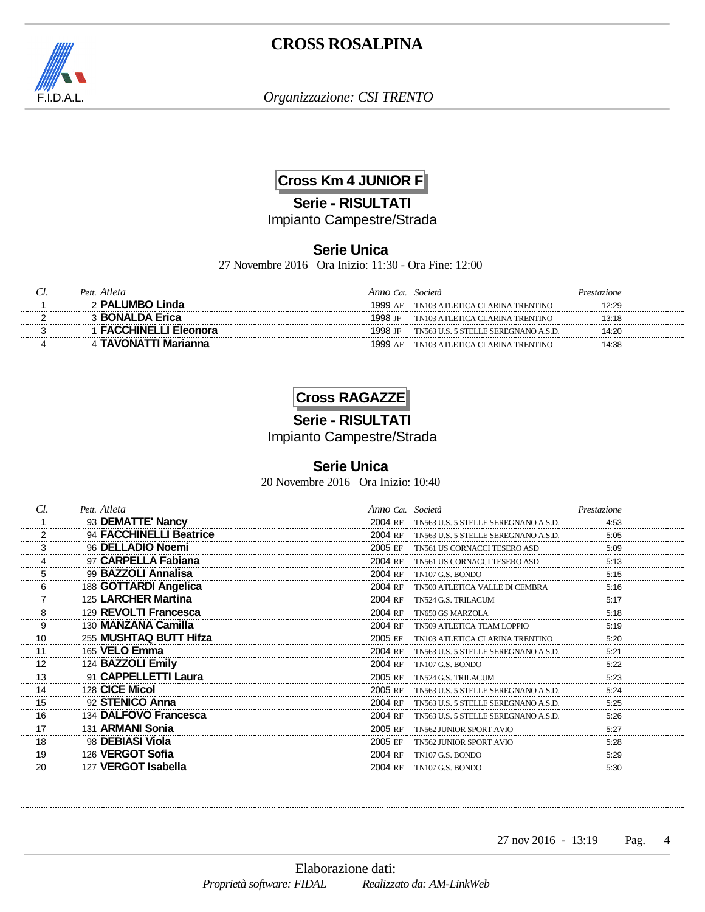# CROSS ROSALPINA

F.I.D.A.L.

*Organizzazione: CSI TRENTO*

## Cross Km 4 JUNIOR F

### Serie - RISULTATI

Impianto Campestre/Strada

### Serie Unica

27 Novembre 2016 Ora Inizio: 11:30 - Ora Fine: 12:00

| Cl. | Pett. | Atleta | Anno | Cat. | Società | Prestazione |
|---|---|---|---|---|---|---|
| 1 | 2 | **PALUMBO Linda** | 1999 | AF | TN103 ATLETICA CLARINA TRENTINO | 12:29 |
| 2 | 3 | **BONALDA Erica** | 1998 | JF | TN103 ATLETICA CLARINA TRENTINO | 13:18 |
| 3 | 1 | **FACCHINELLI Eleonora** | 1998 | JF | TN563 U.S. 5 STELLE SEREGNANO A.S.D. | 14:20 |
| 4 | 4 | **TAVONATTI Marianna** | 1999 | AF | TN103 ATLETICA CLARINA TRENTINO | 14:38 |

## Cross RAGAZZE

### Serie - RISULTATI

Impianto Campestre/Strada

### Serie Unica

20 Novembre 2016 Ora Inizio: 10:40

| Cl. | Pett. | Atleta | Anno | Cat. | Società | Prestazione |
|---|---|---|---|---|---|---|
| 1 | 93 | **DEMATTE' Nancy** | 2004 | RF | TN563 U.S. 5 STELLE SEREGNANO A.S.D. | 4:53 |
| 2 | 94 | **FACCHINELLI Beatrice** | 2004 | RF | TN563 U.S. 5 STELLE SEREGNANO A.S.D. | 5:05 |
| 3 | 96 | **DELLADIO Noemi** | 2005 | EF | TN561 US CORNACCI TESERO ASD | 5:09 |
| 4 | 97 | **CARPELLA Fabiana** | 2004 | RF | TN561 US CORNACCI TESERO ASD | 5:13 |
| 5 | 99 | **BAZZOLI Annalisa** | 2004 | RF | TN107 G.S. BONDO | 5:15 |
| 6 | 188 | **GOTTARDI Angelica** | 2004 | RF | TN500 ATLETICA VALLE DI CEMBRA | 5:16 |
| 7 | 125 | **LARCHER Martina** | 2004 | RF | TN524 G.S. TRILACUM | 5:17 |
| 8 | 129 | **REVOLTI Francesca** | 2004 | RF | TN650 GS MARZOLA | 5:18 |
| 9 | 130 | **MANZANA Camilla** | 2004 | RF | TN509 ATLETICA TEAM LOPPIO | 5:19 |
| 10 | 255 | **MUSHTAQ BUTT Hifza** | 2005 | EF | TN103 ATLETICA CLARINA TRENTINO | 5:20 |
| 11 | 165 | **VELO Emma** | 2004 | RF | TN563 U.S. 5 STELLE SEREGNANO A.S.D. | 5:21 |
| 12 | 124 | **BAZZOLI Emily** | 2004 | RF | TN107 G.S. BONDO | 5:22 |
| 13 | 91 | **CAPPELLETTI Laura** | 2005 | RF | TN524 G.S. TRILACUM | 5:23 |
| 14 | 128 | **CICE Micol** | 2005 | RF | TN563 U.S. 5 STELLE SEREGNANO A.S.D. | 5:24 |
| 15 | 92 | **STENICO Anna** | 2004 | RF | TN563 U.S. 5 STELLE SEREGNANO A.S.D. | 5:25 |
| 16 | 134 | **DALFOVO Francesca** | 2004 | RF | TN563 U.S. 5 STELLE SEREGNANO A.S.D. | 5:26 |
| 17 | 131 | **ARMANI Sonia** | 2005 | RF | TN562 JUNIOR SPORT AVIO | 5:27 |
| 18 | 98 | **DEBIASI Viola** | 2005 | EF | TN562 JUNIOR SPORT AVIO | 5:28 |
| 19 | 126 | **VERGOT Sofia** | 2004 | RF | TN107 G.S. BONDO | 5:29 |
| 20 | 127 | **VERGOT Isabella** | 2004 | RF | TN107 G.S. BONDO | 5:30 |

27 nov 2016 - 13:19

Elaborazione dati:
*Proprietà software: FIDAL* *Realizzato da: AM-LinkWeb*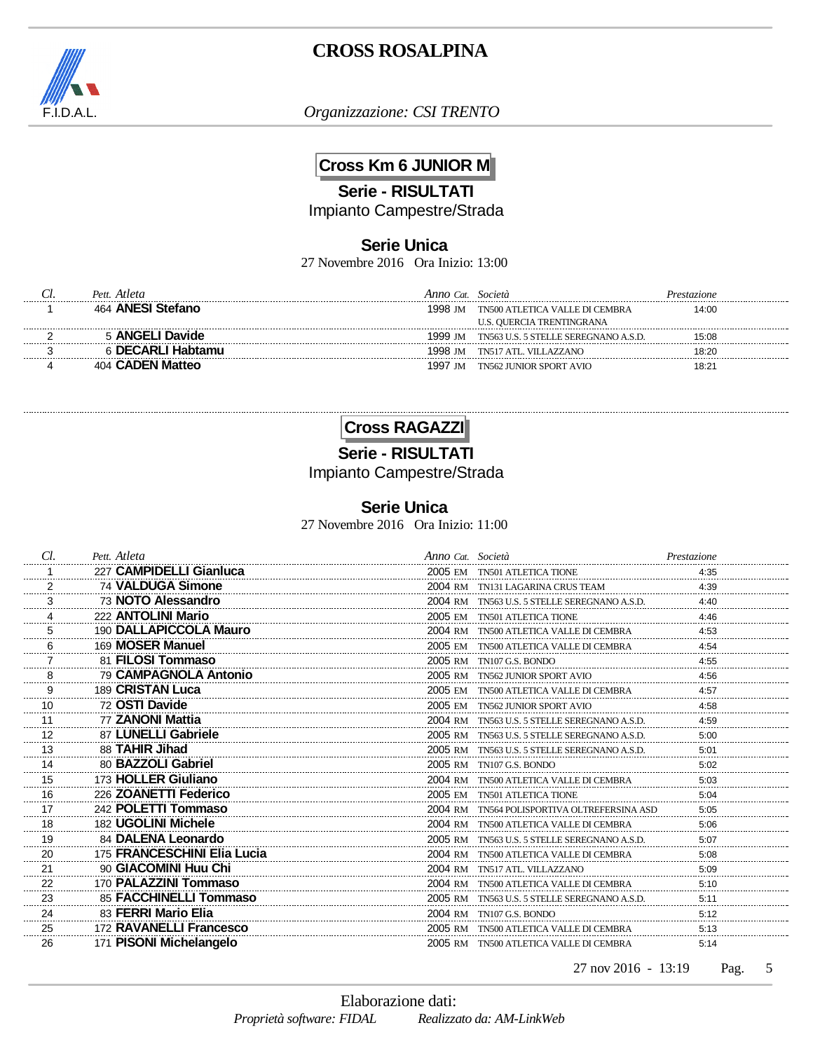# CROSS ROSALPINA

F.I.D.A.L.

*Organizzazione: CSI TRENTO*

## Cross Km 6 JUNIOR M

**Serie - RISULTATI**

Impianto Campestre/Strada

### Serie Unica

27 Novembre 2016 Ora Inizio: 13:00

| Cl. | Pett. | Atleta | Anno | Cat. | Società | Prestazione |
|---|---|---|---|---|---|---|
| 1 | 464 | **ANESI Stefano** | 1998 | JM | TN500 ATLETICA VALLE DI CEMBRA<br>U.S. QUERCIA TRENTINGRANA | 14:00 |
| 2 | 5 | **ANGELI Davide** | 1999 | JM | TN563 U.S. 5 STELLE SEREGNANO A.S.D. | 15:08 |
| 3 | 6 | **DECARLI Habtamu** | 1998 | JM | TN517 ATL. VILLAZZANO | 18:20 |
| 4 | 404 | **CADEN Matteo** | 1997 | JM | TN562 JUNIOR SPORT AVIO | 18:21 |

## Cross RAGAZZI

**Serie - RISULTATI**

Impianto Campestre/Strada

### Serie Unica

27 Novembre 2016 Ora Inizio: 11:00

| Cl. | Pett. | Atleta | Anno | Cat. | Società | Prestazione |
|---|---|---|---|---|---|---|
| 1 | 227 | **CAMPIDELLI Gianluca** | 2005 | EM | TN501 ATLETICA TIONE | 4:35 |
| 2 | 74 | **VALDUGA Simone** | 2004 | RM | TN131 LAGARINA CRUS TEAM | 4:39 |
| 3 | 73 | **NOTO Alessandro** | 2004 | RM | TN563 U.S. 5 STELLE SEREGNANO A.S.D. | 4:40 |
| 4 | 222 | **ANTOLINI Mario** | 2005 | EM | TN501 ATLETICA TIONE | 4:46 |
| 5 | 190 | **DALLAPICCOLA Mauro** | 2004 | RM | TN500 ATLETICA VALLE DI CEMBRA | 4:53 |
| 6 | 169 | **MOSER Manuel** | 2005 | EM | TN500 ATLETICA VALLE DI CEMBRA | 4:54 |
| 7 | 81 | **FILOSI Tommaso** | 2005 | RM | TN107 G.S. BONDO | 4:55 |
| 8 | 79 | **CAMPAGNOLA Antonio** | 2005 | RM | TN562 JUNIOR SPORT AVIO | 4:56 |
| 9 | 189 | **CRISTAN Luca** | 2005 | EM | TN500 ATLETICA VALLE DI CEMBRA | 4:57 |
| 10 | 72 | **OSTI Davide** | 2005 | EM | TN562 JUNIOR SPORT AVIO | 4:58 |
| 11 | 77 | **ZANONI Mattia** | 2004 | RM | TN563 U.S. 5 STELLE SEREGNANO A.S.D. | 4:59 |
| 12 | 87 | **LUNELLI Gabriele** | 2005 | RM | TN563 U.S. 5 STELLE SEREGNANO A.S.D. | 5:00 |
| 13 | 88 | **TAHIR Jihad** | 2005 | RM | TN563 U.S. 5 STELLE SEREGNANO A.S.D. | 5:01 |
| 14 | 80 | **BAZZOLI Gabriel** | 2005 | RM | TN107 G.S. BONDO | 5:02 |
| 15 | 173 | **HOLLER Giuliano** | 2004 | RM | TN500 ATLETICA VALLE DI CEMBRA | 5:03 |
| 16 | 226 | **ZOANETTI Federico** | 2005 | EM | TN501 ATLETICA TIONE | 5:04 |
| 17 | 242 | **POLETTI Tommaso** | 2004 | RM | TN564 POLISPORTIVA OLTREFERSINA ASD | 5:05 |
| 18 | 182 | **UGOLINI Michele** | 2004 | RM | TN500 ATLETICA VALLE DI CEMBRA | 5:06 |
| 19 | 84 | **DALENA Leonardo** | 2005 | RM | TN563 U.S. 5 STELLE SEREGNANO A.S.D. | 5:07 |
| 20 | 175 | **FRANCESCHINI Elia Lucia** | 2004 | RM | TN500 ATLETICA VALLE DI CEMBRA | 5:08 |
| 21 | 90 | **GIACOMINI Huu Chi** | 2004 | RM | TN517 ATL. VILLAZZANO | 5:09 |
| 22 | 170 | **PALAZZINI Tommaso** | 2004 | RM | TN500 ATLETICA VALLE DI CEMBRA | 5:10 |
| 23 | 85 | **FACCHINELLI Tommaso** | 2005 | RM | TN563 U.S. 5 STELLE SEREGNANO A.S.D. | 5:11 |
| 24 | 83 | **FERRI Mario Elia** | 2004 | RM | TN107 G.S. BONDO | 5:12 |
| 25 | 172 | **RAVANELLI Francesco** | 2005 | RM | TN500 ATLETICA VALLE DI CEMBRA | 5:13 |
| 26 | 171 | **PISONI Michelangelo** | 2005 | RM | TN500 ATLETICA VALLE DI CEMBRA | 5:14 |

27 nov 2016 - 13:19

Elaborazione dati:
*Proprietà software: FIDAL* *Realizzato da: AM-LinkWeb*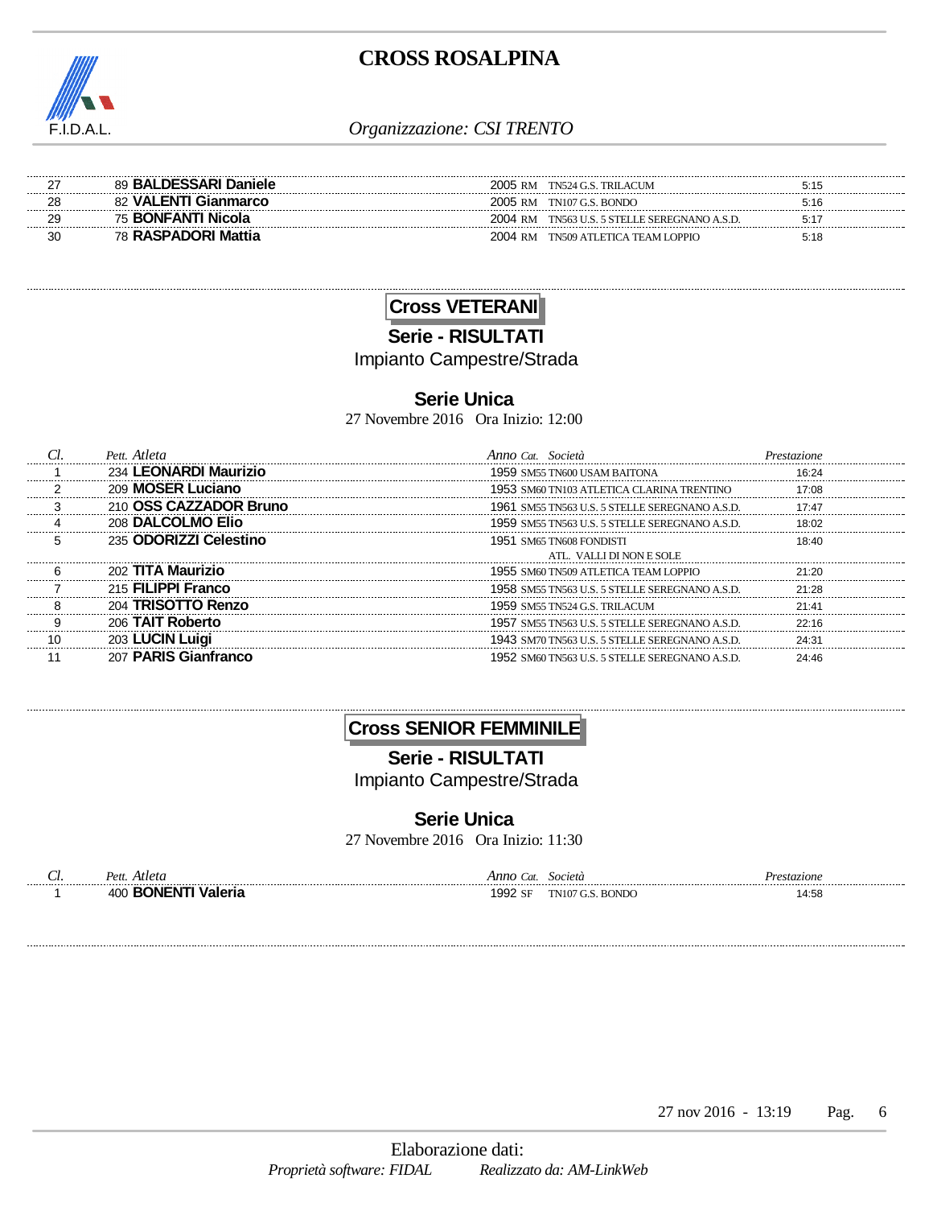| Cl. | Pett. Atleta | Anno | Cat. | Società | Prestazione |
|---|---|---|---|---|---|
| 27 | 89 **BALDESSARI Daniele** | 2005 | RM | TN524 G.S. TRILACUM | 5:15 |
| 28 | 82 **VALENTI Gianmarco** | 2005 | RM | TN107 G.S. BONDO | 5:16 |
| 29 | 75 **BONFANTI Nicola** | 2004 | RM | TN563 U.S. 5 STELLE SEREGNANO A.S.D. | 5:17 |
| 30 | 78 **RASPADORI Mattia** | 2004 | RM | TN509 ATLETICA TEAM LOPPIO | 5:18 |

## Cross VETERANI

### Serie - RISULTATI

Impianto Campestre/Strada

### Serie Unica

27 Novembre 2016 Ora Inizio: 12:00

| Cl. | Pett. Atleta | Anno | Cat. | Società | Prestazione |
|---|---|---|---|---|---|
| 1 | 234 **LEONARDI Maurizio** | 1959 | SM55 | TN600 USAM BAITONA | 16:24 |
| 2 | 209 **MOSER Luciano** | 1953 | SM60 | TN103 ATLETICA CLARINA TRENTINO | 17:08 |
| 3 | 210 **OSS CAZZADOR Bruno** | 1961 | SM55 | TN563 U.S. 5 STELLE SEREGNANO A.S.D. | 17:47 |
| 4 | 208 **DALCOLMO Elio** | 1959 | SM55 | TN563 U.S. 5 STELLE SEREGNANO A.S.D. | 18:02 |
| 5 | 235 **ODORIZZI Celestino** | 1951 | SM65 | TN608 FONDISTI ATL. VALLI DI NON E SOLE | 18:40 |
| 6 | 202 **TITA Maurizio** | 1955 | SM60 | TN509 ATLETICA TEAM LOPPIO | 21:20 |
| 7 | 215 **FILIPPI Franco** | 1958 | SM55 | TN563 U.S. 5 STELLE SEREGNANO A.S.D. | 21:28 |
| 8 | 204 **TRISOTTO Renzo** | 1959 | SM55 | TN524 G.S. TRILACUM | 21:41 |
| 9 | 206 **TAIT Roberto** | 1957 | SM55 | TN563 U.S. 5 STELLE SEREGNANO A.S.D. | 22:16 |
| 10 | 203 **LUCIN Luigi** | 1943 | SM70 | TN563 U.S. 5 STELLE SEREGNANO A.S.D. | 24:31 |
| 11 | 207 **PARIS Gianfranco** | 1952 | SM60 | TN563 U.S. 5 STELLE SEREGNANO A.S.D. | 24:46 |

## Cross SENIOR FEMMINILE

### Serie - RISULTATI

Impianto Campestre/Strada

### Serie Unica

27 Novembre 2016 Ora Inizio: 11:30

| Cl. | Pett. Atleta | Anno | Cat. | Società | Prestazione |
|---|---|---|---|---|---|
| 1 | 400 **BONENTI Valeria** | 1992 | SF | TN107 G.S. BONDO | 14:58 |

27 nov 2016 - 13:19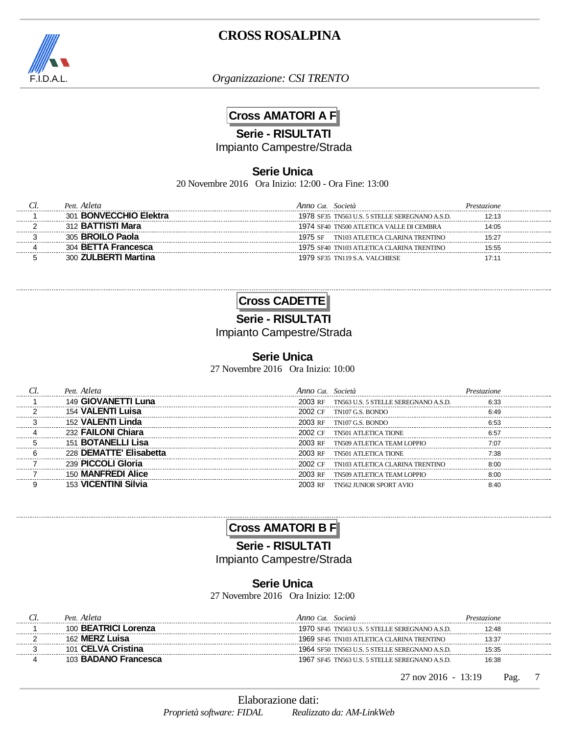# CROSS ROSALPINA

F.I.D.A.L.

*Organizzazione: CSI TRENTO*

## Cross AMATORI A F

**Serie - RISULTATI**

Impianto Campestre/Strada

### Serie Unica

20 Novembre 2016 Ora Inizio: 12:00 - Ora Fine: 13:00

| Cl. | Pett. | Atleta | Anno | Cat. | Società | Prestazione |
|---|---|---|---|---|---|---|
| 1 | 301 | **BONVECCHIO Elektra** | 1978 | SF35 | TN563 U.S. 5 STELLE SEREGNANO A.S.D. | 12:13 |
| 2 | 312 | **BATTISTI Mara** | 1974 | SF40 | TN500 ATLETICA VALLE DI CEMBRA | 14:05 |
| 3 | 305 | **BROILO Paola** | 1975 | SF | TN103 ATLETICA CLARINA TRENTINO | 15:27 |
| 4 | 304 | **BETTA Francesca** | 1975 | SF40 | TN103 ATLETICA CLARINA TRENTINO | 15:55 |
| 5 | 300 | **ZULBERTI Martina** | 1979 | SF35 | TN119 S.A. VALCHIESE | 17:11 |

## Cross CADETTE

**Serie - RISULTATI**

Impianto Campestre/Strada

### Serie Unica

27 Novembre 2016 Ora Inizio: 10:00

| Cl. | Pett. | Atleta | Anno | Cat. | Società | Prestazione |
|---|---|---|---|---|---|---|
| 1 | 149 | **GIOVANETTI Luna** | 2003 | RF | TN563 U.S. 5 STELLE SEREGNANO A.S.D. | 6:33 |
| 2 | 154 | **VALENTI Luisa** | 2002 | CF | TN107 G.S. BONDO | 6:49 |
| 3 | 152 | **VALENTI Linda** | 2003 | RF | TN107 G.S. BONDO | 6:53 |
| 4 | 232 | **FAILONI Chiara** | 2002 | CF | TN501 ATLETICA TIONE | 6:57 |
| 5 | 151 | **BOTANELLI Lisa** | 2003 | RF | TN509 ATLETICA TEAM LOPPIO | 7:07 |
| 6 | 228 | **DEMATTE' Elisabetta** | 2003 | RF | TN501 ATLETICA TIONE | 7:38 |
| 7 | 239 | **PICCOLI Gloria** | 2002 | CF | TN103 ATLETICA CLARINA TRENTINO | 8:00 |
| 7 | 150 | **MANFREDI Alice** | 2003 | RF | TN509 ATLETICA TEAM LOPPIO | 8:00 |
| 9 | 153 | **VICENTINI Silvia** | 2003 | RF | TN562 JUNIOR SPORT AVIO | 8:40 |

## Cross AMATORI B F

**Serie - RISULTATI**

Impianto Campestre/Strada

### Serie Unica

27 Novembre 2016 Ora Inizio: 12:00

| Cl. | Pett. | Atleta | Anno | Cat. | Società | Prestazione |
|---|---|---|---|---|---|---|
| 1 | 100 | **BEATRICI Lorenza** | 1970 | SF45 | TN563 U.S. 5 STELLE SEREGNANO A.S.D. | 12:48 |
| 2 | 162 | **MERZ Luisa** | 1969 | SF45 | TN103 ATLETICA CLARINA TRENTINO | 13:37 |
| 3 | 101 | **CELVA Cristina** | 1964 | SF50 | TN563 U.S. 5 STELLE SEREGNANO A.S.D. | 15:35 |
| 4 | 103 | **BADANO Francesca** | 1967 | SF45 | TN563 U.S. 5 STELLE SEREGNANO A.S.D. | 16:38 |

27 nov 2016 - 13:19

Elaborazione dati:

*Proprietà software: FIDAL* *Realizzato da: AM-LinkWeb*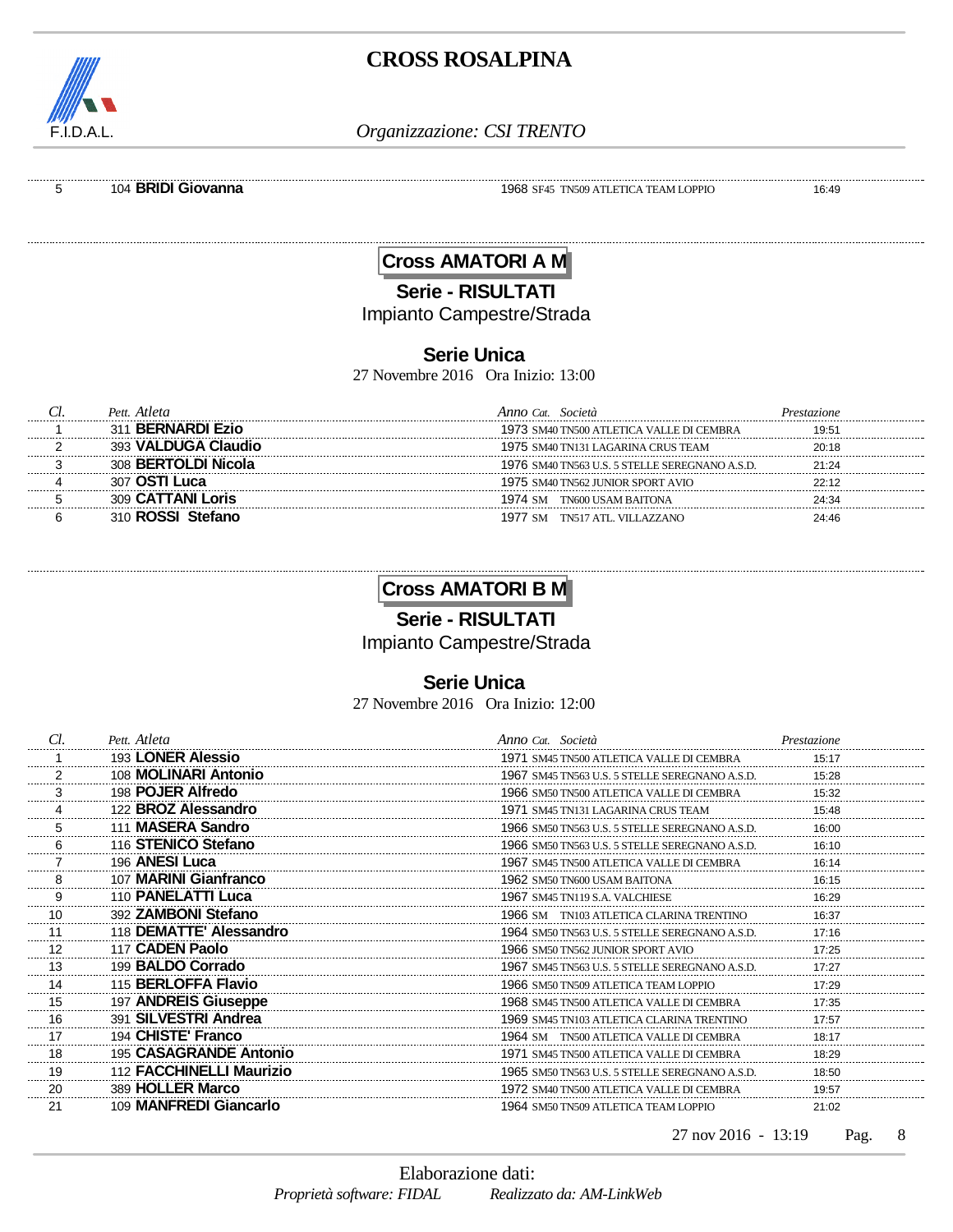| 5 | 104 **BRIDI Giovanna** | 1968 | SF45 | TN509 ATLETICA TEAM LOPPIO | 16:49 |
|---|---|---|---|---|---|

## Cross AMATORI A M

### Serie - RISULTATI

Impianto Campestre/Strada

### Serie Unica

27 Novembre 2016 Ora Inizio: 13:00

| *Cl.* | *Pett.* *Atleta* | *Anno* | *Cat.* | *Società* | *Prestazione* |
|---|---|---|---|---|---|
| 1 | 311 **BERNARDI Ezio** | 1973 | SM40 | TN500 ATLETICA VALLE DI CEMBRA | 19:51 |
| 2 | 393 **VALDUGA Claudio** | 1975 | SM40 | TN131 LAGARINA CRUS TEAM | 20:18 |
| 3 | 308 **BERTOLDI Nicola** | 1976 | SM40 | TN563 U.S. 5 STELLE SEREGNANO A.S.D. | 21:24 |
| 4 | 307 **OSTI Luca** | 1975 | SM40 | TN562 JUNIOR SPORT AVIO | 22:12 |
| 5 | 309 **CATTANI Loris** | 1974 | SM | TN600 USAM BAITONA | 24:34 |
| 6 | 310 **ROSSI Stefano** | 1977 | SM | TN517 ATL. VILLAZZANO | 24:46 |

## Cross AMATORI B M

### Serie - RISULTATI

Impianto Campestre/Strada

### Serie Unica

27 Novembre 2016 Ora Inizio: 12:00

| *Cl.* | *Pett.* *Atleta* | *Anno* | *Cat.* | *Società* | *Prestazione* |
|---|---|---|---|---|---|
| 1 | 193 **LONER Alessio** | 1971 | SM45 | TN500 ATLETICA VALLE DI CEMBRA | 15:17 |
| 2 | 108 **MOLINARI Antonio** | 1967 | SM45 | TN563 U.S. 5 STELLE SEREGNANO A.S.D. | 15:28 |
| 3 | 198 **POJER Alfredo** | 1966 | SM50 | TN500 ATLETICA VALLE DI CEMBRA | 15:32 |
| 4 | 122 **BROZ Alessandro** | 1971 | SM45 | TN131 LAGARINA CRUS TEAM | 15:48 |
| 5 | 111 **MASERA Sandro** | 1966 | SM50 | TN563 U.S. 5 STELLE SEREGNANO A.S.D. | 16:00 |
| 6 | 116 **STENICO Stefano** | 1966 | SM50 | TN563 U.S. 5 STELLE SEREGNANO A.S.D. | 16:10 |
| 7 | 196 **ANESI Luca** | 1967 | SM45 | TN500 ATLETICA VALLE DI CEMBRA | 16:14 |
| 8 | 107 **MARINI Gianfranco** | 1962 | SM50 | TN600 USAM BAITONA | 16:15 |
| 9 | 110 **PANELATTI Luca** | 1967 | SM45 | TN119 S.A. VALCHIESE | 16:29 |
| 10 | 392 **ZAMBONI Stefano** | 1966 | SM | TN103 ATLETICA CLARINA TRENTINO | 16:37 |
| 11 | 118 **DEMATTE' Alessandro** | 1964 | SM50 | TN563 U.S. 5 STELLE SEREGNANO A.S.D. | 17:16 |
| 12 | 117 **CADEN Paolo** | 1966 | SM50 | TN562 JUNIOR SPORT AVIO | 17:25 |
| 13 | 199 **BALDO Corrado** | 1967 | SM45 | TN563 U.S. 5 STELLE SEREGNANO A.S.D. | 17:27 |
| 14 | 115 **BERLOFFA Flavio** | 1966 | SM50 | TN509 ATLETICA TEAM LOPPIO | 17:29 |
| 15 | 197 **ANDREIS Giuseppe** | 1968 | SM45 | TN500 ATLETICA VALLE DI CEMBRA | 17:35 |
| 16 | 391 **SILVESTRI Andrea** | 1969 | SM45 | TN103 ATLETICA CLARINA TRENTINO | 17:57 |
| 17 | 194 **CHISTE' Franco** | 1964 | SM | TN500 ATLETICA VALLE DI CEMBRA | 18:17 |
| 18 | 195 **CASAGRANDE Antonio** | 1971 | SM45 | TN500 ATLETICA VALLE DI CEMBRA | 18:29 |
| 19 | 112 **FACCHINELLI Maurizio** | 1965 | SM50 | TN563 U.S. 5 STELLE SEREGNANO A.S.D. | 18:50 |
| 20 | 389 **HOLLER Marco** | 1972 | SM40 | TN500 ATLETICA VALLE DI CEMBRA | 19:57 |
| 21 | 109 **MANFREDI Giancarlo** | 1964 | SM50 | TN509 ATLETICA TEAM LOPPIO | 21:02 |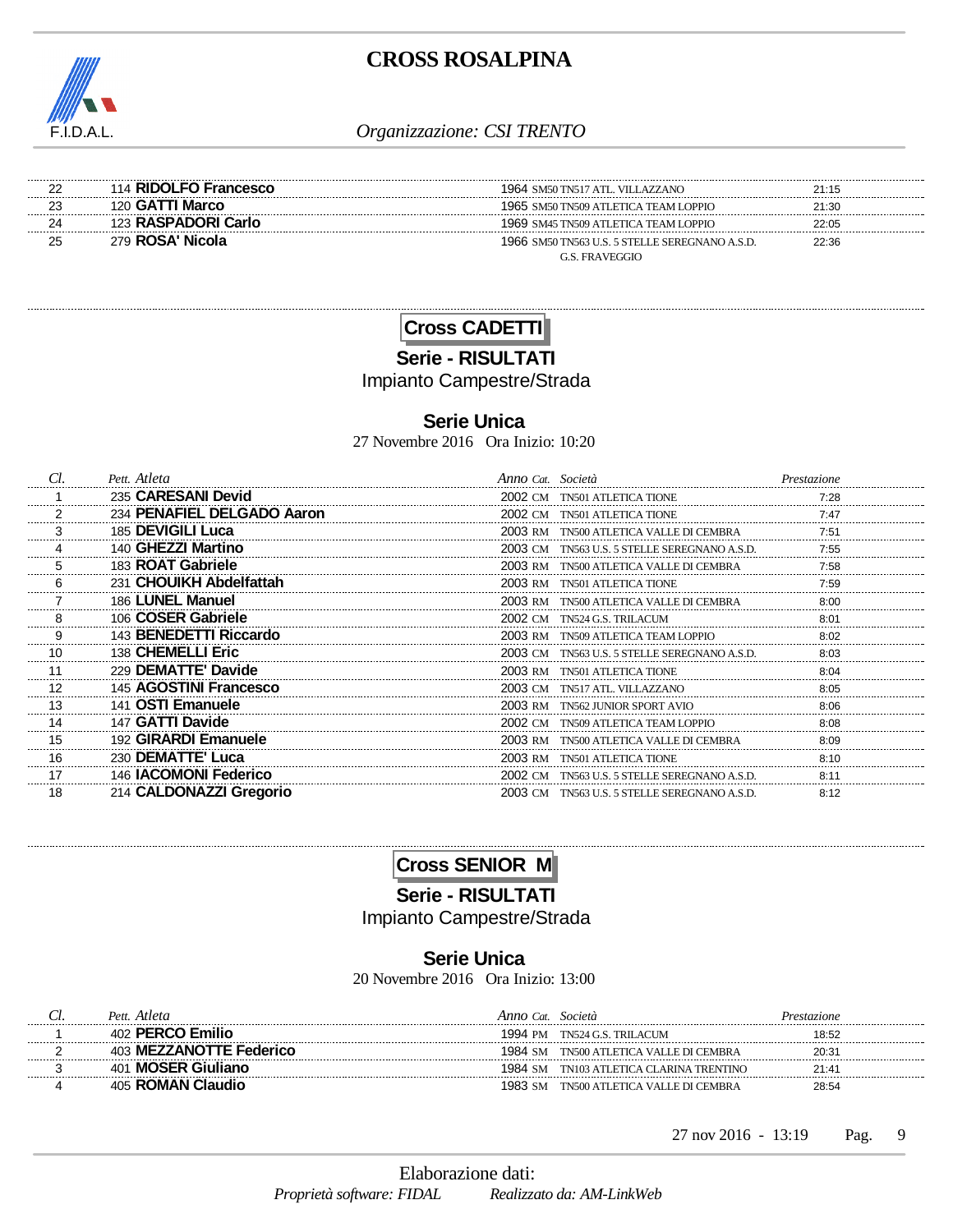| Cl. | Pett. | Atleta | Anno | Cat. | Società | Prestazione |
|---|---|---|---|---|---|---|
| 22 | 114 | **RIDOLFO Francesco** | 1964 | SM50 | TN517 ATL. VILLAZZANO | 21:15 |
| 23 | 120 | **GATTI Marco** | 1965 | SM50 | TN509 ATLETICA TEAM LOPPIO | 21:30 |
| 24 | 123 | **RASPADORI Carlo** | 1969 | SM45 | TN509 ATLETICA TEAM LOPPIO | 22:05 |
| 25 | 279 | **ROSA' Nicola** | 1966 | SM50 | TN563 U.S. 5 STELLE SEREGNANO A.S.D. G.S. FRAVEGGIO | 22:36 |

## Cross CADETTI

**Serie - RISULTATI**

Impianto Campestre/Strada

### Serie Unica

27 Novembre 2016 Ora Inizio: 10:20

| Cl. | Pett. | Atleta | Anno | Cat. | Società | Prestazione |
|---|---|---|---|---|---|---|
| 1 | 235 | **CARESANI Devid** | 2002 | CM | TN501 ATLETICA TIONE | 7:28 |
| 2 | 234 | **PEÑAFIEL DELGADO Aaron** | 2002 | CM | TN501 ATLETICA TIONE | 7:47 |
| 3 | 185 | **DEVIGILI Luca** | 2003 | RM | TN500 ATLETICA VALLE DI CEMBRA | 7:51 |
| 4 | 140 | **GHEZZI Martino** | 2003 | CM | TN563 U.S. 5 STELLE SEREGNANO A.S.D. | 7:55 |
| 5 | 183 | **ROAT Gabriele** | 2003 | RM | TN500 ATLETICA VALLE DI CEMBRA | 7:58 |
| 6 | 231 | **CHOUIKH Abdelfattah** | 2003 | RM | TN501 ATLETICA TIONE | 7:59 |
| 7 | 186 | **LUNEL Manuel** | 2003 | RM | TN500 ATLETICA VALLE DI CEMBRA | 8:00 |
| 8 | 106 | **COSER Gabriele** | 2002 | CM | TN524 G.S. TRILACUM | 8:01 |
| 9 | 143 | **BENEDETTI Riccardo** | 2003 | RM | TN509 ATLETICA TEAM LOPPIO | 8:02 |
| 10 | 138 | **CHEMELLI Eric** | 2003 | CM | TN563 U.S. 5 STELLE SEREGNANO A.S.D. | 8:03 |
| 11 | 229 | **DEMATTE' Davide** | 2003 | RM | TN501 ATLETICA TIONE | 8:04 |
| 12 | 145 | **AGOSTINI Francesco** | 2003 | CM | TN517 ATL. VILLAZZANO | 8:05 |
| 13 | 141 | **OSTI Emanuele** | 2003 | RM | TN562 JUNIOR SPORT AVIO | 8:06 |
| 14 | 147 | **GATTI Davide** | 2002 | CM | TN509 ATLETICA TEAM LOPPIO | 8:08 |
| 15 | 192 | **GIRARDI Emanuele** | 2003 | RM | TN500 ATLETICA VALLE DI CEMBRA | 8:09 |
| 16 | 230 | **DEMATTE' Luca** | 2003 | RM | TN501 ATLETICA TIONE | 8:10 |
| 17 | 146 | **IACOMONI Federico** | 2002 | CM | TN563 U.S. 5 STELLE SEREGNANO A.S.D. | 8:11 |
| 18 | 214 | **CALDONAZZI Gregorio** | 2003 | CM | TN563 U.S. 5 STELLE SEREGNANO A.S.D. | 8:12 |

## Cross SENIOR M

**Serie - RISULTATI**

Impianto Campestre/Strada

### Serie Unica

20 Novembre 2016 Ora Inizio: 13:00

| Cl. | Pett. | Atleta | Anno | Cat. | Società | Prestazione |
|---|---|---|---|---|---|---|
| 1 | 402 | **PERCO Emilio** | 1994 | PM | TN524 G.S. TRILACUM | 18:52 |
| 2 | 403 | **MEZZANOTTE Federico** | 1984 | SM | TN500 ATLETICA VALLE DI CEMBRA | 20:31 |
| 3 | 401 | **MOSER Giuliano** | 1984 | SM | TN103 ATLETICA CLARINA TRENTINO | 21:41 |
| 4 | 405 | **ROMAN Claudio** | 1983 | SM | TN500 ATLETICA VALLE DI CEMBRA | 28:54 |